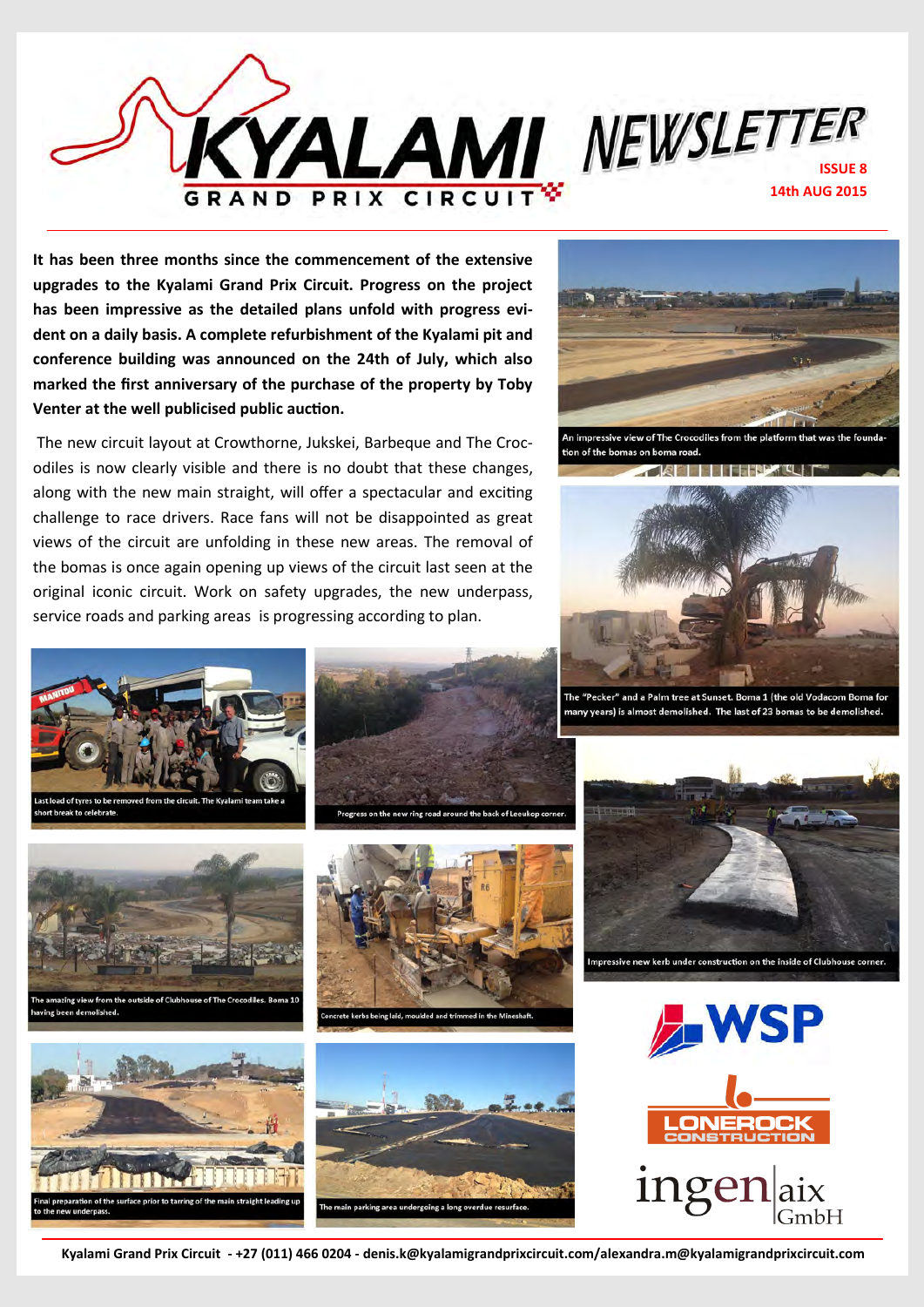# KYALAMI GRAND PRIX CIRCUIT NEWSLETTER

**ISSUE 8**
**14th AUG 2015**

**It has been three months since the commencement of the extensive upgrades to the Kyalami Grand Prix Circuit. Progress on the project has been impressive as the detailed plans unfold with progress evident on a daily basis. A complete refurbishment of the Kyalami pit and conference building was announced on the 24th of July, which also marked the first anniversary of the purchase of the property by Toby Venter at the well publicised public auction.**

The new circuit layout at Crowthorne, Jukskei, Barbeque and The Crocodiles is now clearly visible and there is no doubt that these changes, along with the new main straight, will offer a spectacular and exciting challenge to race drivers. Race fans will not be disappointed as great views of the circuit are unfolding in these new areas. The removal of the bomas is once again opening up views of the circuit last seen at the original iconic circuit. Work on safety upgrades, the new underpass, service roads and parking areas is progressing according to plan.

An impressive view of The Crocodiles from the platform that was the foundation of the bomas on boma road.

The "Pecker" and a Palm tree at Sunset. Boma 1 (the old Vodacom Boma for many years) is almost demolished. The last of 23 bomas to be demolished.

Last load of tyres to be removed from the circuit. The Kyalami team take a short break to celebrate.

Progress on the new ring road around the back of Leeukop corner.

Impressive new kerb under construction on the inside of Clubhouse corner.

The amazing view from the outside of Clubhouse of The Crocodiles. Boma 10 having been demolished.

Concrete kerbs being laid, moulded and trimmed in the Mineshaft.

Final preparation of the surface prior to tarring of the main straight leading up to the new underpass.

The main parking area undergoing a long overdue resurface.

WSP

LONEROCK CONSTRUCTION

ingen|aix GmbH

Kyalami Grand Prix Circuit - +27 (011) 466 0204 - denis.k@kyalamigrandprixcircuit.com/alexandra.m@kyalamigrandprixcircuit.com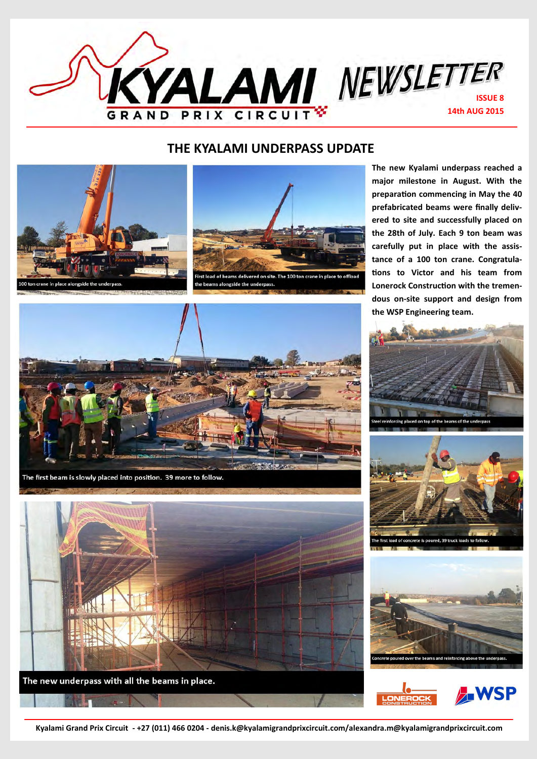# KYALAMI NEWSLETTER

GRAND PRIX CIRCUIT

**ISSUE 8**
**14th AUG 2015**

## THE KYALAMI UNDERPASS UPDATE

**The new Kyalami underpass reached a major milestone in August. With the preparation commencing in May the 40 prefabricated beams were finally delivered to site and successfully placed on the 28th of July. Each 9 ton beam was carefully put in place with the assistance of a 100 ton crane. Congratulations to Victor and his team from Lonerock Construction with the tremendous on-site support and design from the WSP Engineering team.**

100 ton crane in place alongside the underpass.

First load of beams delivered on site. The 100 ton crane in place to offload the beams alongside the underpass.

The first beam is slowly placed into position. 39 more to follow.

Steel reinforcing placed on top of the beams of the underpass

The first load of concrete is poured, 39 truck loads to follow.

The new underpass with all the beams in place.

Concrete poured over the beams and reinforcing above the underpass.

LONEROCK CONSTRUCTION

WSP

Kyalami Grand Prix Circuit - +27 (011) 466 0204 - denis.k@kyalamigrandprixcircuit.com/alexandra.m@kyalamigrandprixcircuit.com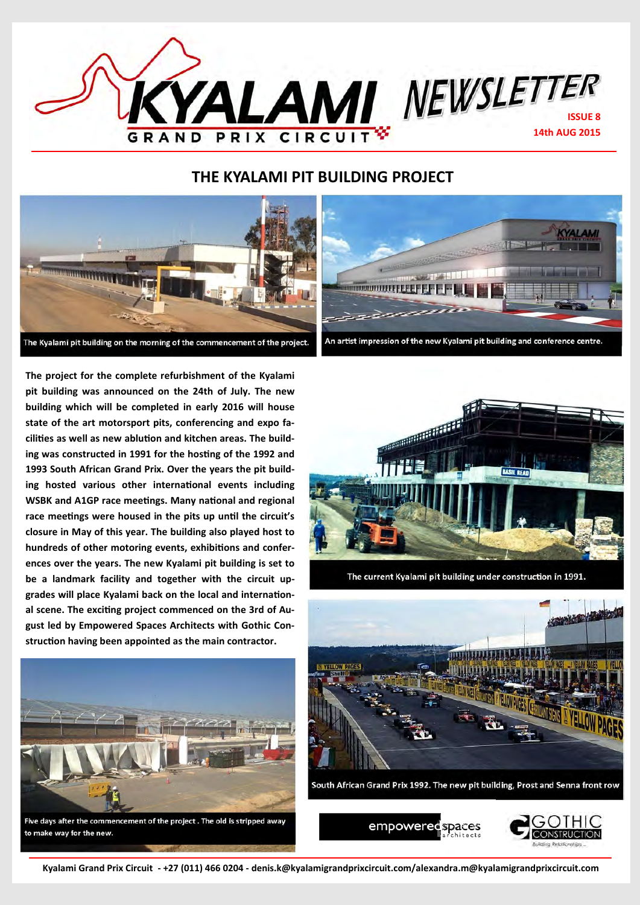# KYALAMI NEWSLETTER

GRAND PRIX CIRCUIT

**ISSUE 8**
**14th AUG 2015**

## THE KYALAMI PIT BUILDING PROJECT

The Kyalami pit building on the morning of the commencement of the project.

An artist impression of the new Kyalami pit building and conference centre.

**The project for the complete refurbishment of the Kyalami pit building was announced on the 24th of July. The new building which will be completed in early 2016 will house state of the art motorsport pits, conferencing and expo facilities as well as new ablution and kitchen areas. The building was constructed in 1991 for the hosting of the 1992 and 1993 South African Grand Prix. Over the years the pit building hosted various other international events including WSBK and A1GP race meetings. Many national and regional race meetings were housed in the pits up until the circuit's closure in May of this year. The building also played host to hundreds of other motoring events, exhibitions and conferences over the years. The new Kyalami pit building is set to be a landmark facility and together with the circuit upgrades will place Kyalami back on the local and international scene. The exciting project commenced on the 3rd of August led by Empowered Spaces Architects with Gothic Construction having been appointed as the main contractor.**

The current Kyalami pit building under construction in 1991.

Five days after the commencement of the project. The old is stripped away to make way for the new.

South African Grand Prix 1992. The new pit building, Prost and Senna front row

empowered spaces architects

GOTHIC CONSTRUCTION
Building Relationships ...

**Kyalami Grand Prix Circuit - +27 (011) 466 0204 - denis.k@kyalamigrandprixcircuit.com/alexandra.m@kyalamigrandprixcircuit.com**